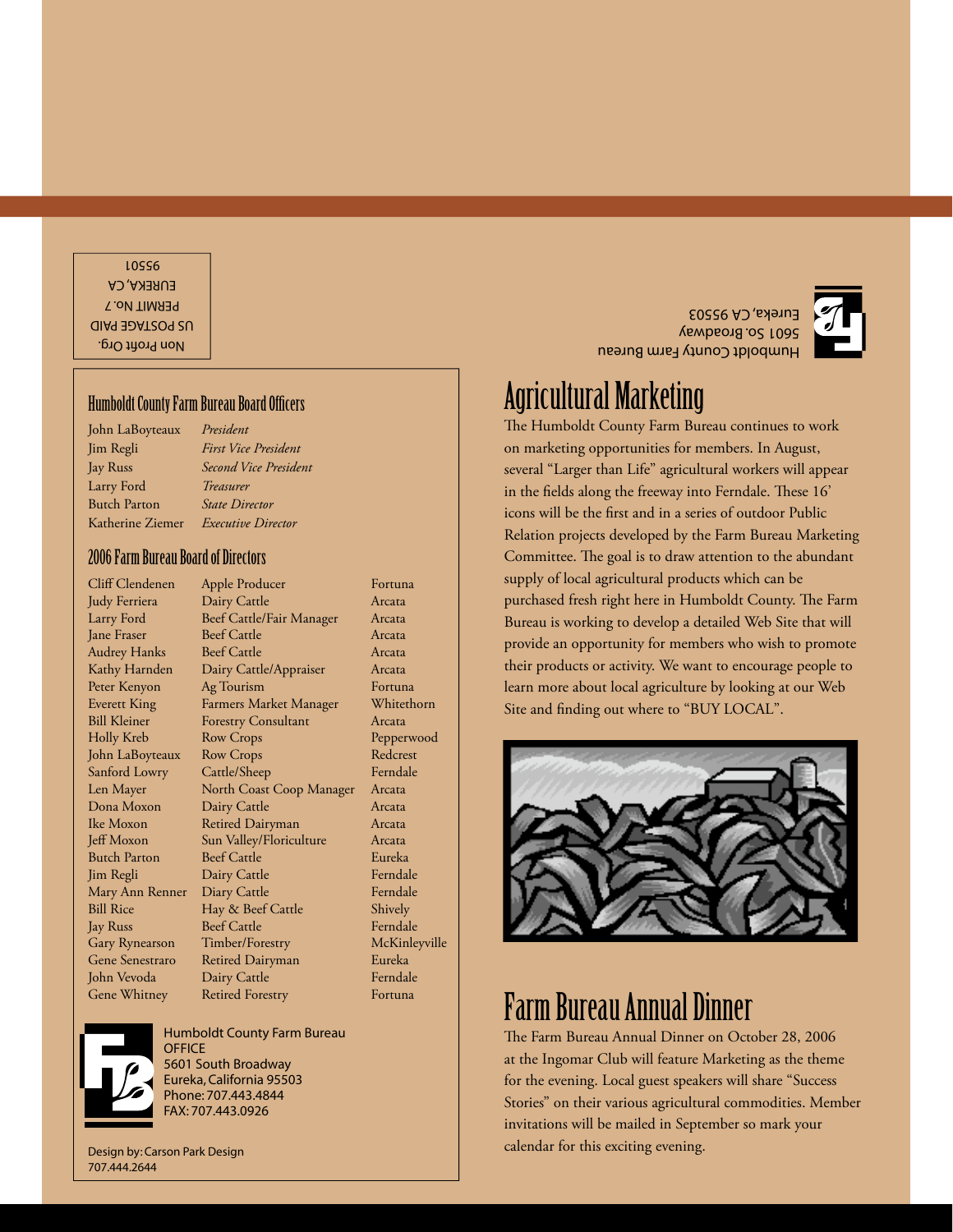Non Profit Org.
US POSTAGE PAID
PERMIT No. 7
EUREKA, CA
95501

Humboldt County Farm Bureau
5601 So. Broadway
Eureka, CA 95503

## Humboldt County Farm Bureau Board Officers

| | |
|---|---|
| John LaBoyteaux | *President* |
| Jim Regli | *First Vice President* |
| Jay Russ | *Second Vice President* |
| Larry Ford | *Treasurer* |
| Butch Parton | *State Director* |
| Katherine Ziemer | *Executive Director* |

## 2006 Farm Bureau Board of Directors

| | | |
|---|---|---|
| Cliff Clendenen | Apple Producer | Fortuna |
| Judy Ferriera | Dairy Cattle | Arcata |
| Larry Ford | Beef Cattle/Fair Manager | Arcata |
| Jane Fraser | Beef Cattle | Arcata |
| Audrey Hanks | Beef Cattle | Arcata |
| Kathy Harnden | Dairy Cattle/Appraiser | Arcata |
| Peter Kenyon | Ag Tourism | Fortuna |
| Everett King | Farmers Market Manager | Whitethorn |
| Bill Kleiner | Forestry Consultant | Arcata |
| Holly Kreb | Row Crops | Pepperwood |
| John LaBoyteaux | Row Crops | Redcrest |
| Sanford Lowry | Cattle/Sheep | Ferndale |
| Len Mayer | North Coast Coop Manager | Arcata |
| Dona Moxon | Dairy Cattle | Arcata |
| Ike Moxon | Retired Dairyman | Arcata |
| Jeff Moxon | Sun Valley/Floriculture | Arcata |
| Butch Parton | Beef Cattle | Eureka |
| Jim Regli | Dairy Cattle | Ferndale |
| Mary Ann Renner | Diary Cattle | Ferndale |
| Bill Rice | Hay & Beef Cattle | Shively |
| Jay Russ | Beef Cattle | Ferndale |
| Gary Rynearson | Timber/Forestry | McKinleyville |
| Gene Senestraro | Retired Dairyman | Eureka |
| John Vevoda | Dairy Cattle | Ferndale |
| Gene Whitney | Retired Forestry | Fortuna |

Humboldt County Farm Bureau
OFFICE
5601 South Broadway
Eureka, California 95503
Phone: 707.443.4844
FAX: 707.443.0926

Design by: Carson Park Design
707.444.2644

# Agricultural Marketing

The Humboldt County Farm Bureau continues to work on marketing opportunities for members. In August, several "Larger than Life" agricultural workers will appear in the fields along the freeway into Ferndale. These 16' icons will be the first and in a series of outdoor Public Relation projects developed by the Farm Bureau Marketing Committee. The goal is to draw attention to the abundant supply of local agricultural products which can be purchased fresh right here in Humboldt County. The Farm Bureau is working to develop a detailed Web Site that will provide an opportunity for members who wish to promote their products or activity. We want to encourage people to learn more about local agriculture by looking at our Web Site and finding out where to "BUY LOCAL".

# Farm Bureau Annual Dinner

The Farm Bureau Annual Dinner on October 28, 2006 at the Ingomar Club will feature Marketing as the theme for the evening. Local guest speakers will share "Success Stories" on their various agricultural commodities. Member invitations will be mailed in September so mark your calendar for this exciting evening.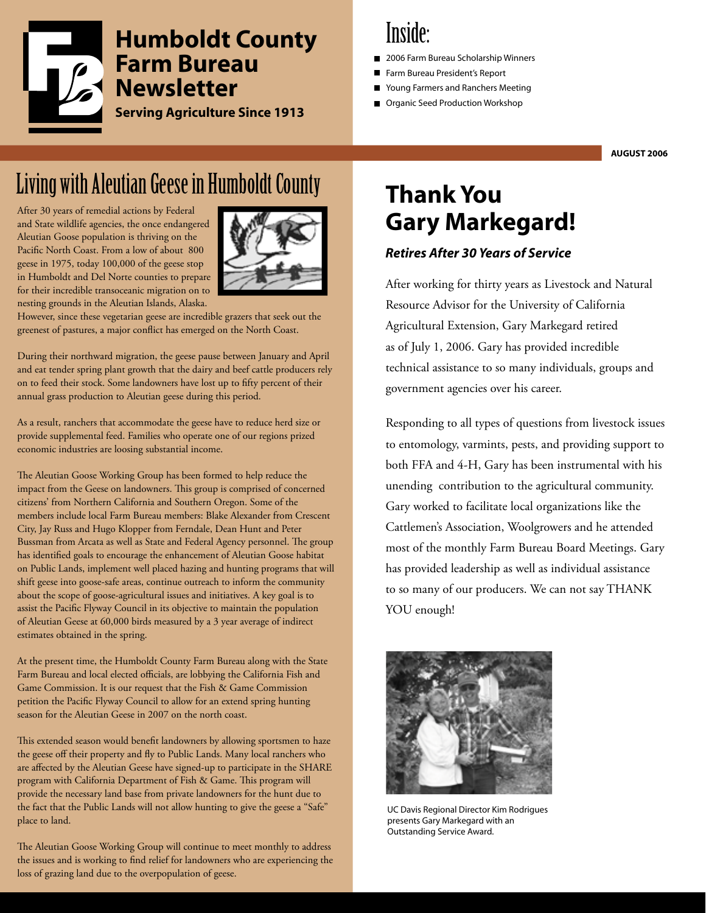# Humboldt County Farm Bureau Newsletter

**Serving Agriculture Since 1913**

## Inside:

- 2006 Farm Bureau Scholarship Winners
- Farm Bureau President's Report
- Young Farmers and Ranchers Meeting
- Organic Seed Production Workshop

**AUGUST 2006**

## Living with Aleutian Geese in Humboldt County

After 30 years of remedial actions by Federal and State wildlife agencies, the once endangered Aleutian Goose population is thriving on the Pacific North Coast. From a low of about 800 geese in 1975, today 100,000 of the geese stop in Humboldt and Del Norte counties to prepare for their incredible transoceanic migration on to nesting grounds in the Aleutian Islands, Alaska. However, since these vegetarian geese are incredible grazers that seek out the greenest of pastures, a major conflict has emerged on the North Coast.

During their northward migration, the geese pause between January and April and eat tender spring plant growth that the dairy and beef cattle producers rely on to feed their stock. Some landowners have lost up to fifty percent of their annual grass production to Aleutian geese during this period.

As a result, ranchers that accommodate the geese have to reduce herd size or provide supplemental feed. Families who operate one of our regions prized economic industries are loosing substantial income.

The Aleutian Goose Working Group has been formed to help reduce the impact from the Geese on landowners. This group is comprised of concerned citizens' from Northern California and Southern Oregon. Some of the members include local Farm Bureau members: Blake Alexander from Crescent City, Jay Russ and Hugo Klopper from Ferndale, Dean Hunt and Peter Bussman from Arcata as well as State and Federal Agency personnel. The group has identified goals to encourage the enhancement of Aleutian Goose habitat on Public Lands, implement well placed hazing and hunting programs that will shift geese into goose-safe areas, continue outreach to inform the community about the scope of goose-agricultural issues and initiatives. A key goal is to assist the Pacific Flyway Council in its objective to maintain the population of Aleutian Geese at 60,000 birds measured by a 3 year average of indirect estimates obtained in the spring.

At the present time, the Humboldt County Farm Bureau along with the State Farm Bureau and local elected officials, are lobbying the California Fish and Game Commission. It is our request that the Fish & Game Commission petition the Pacific Flyway Council to allow for an extend spring hunting season for the Aleutian Geese in 2007 on the north coast.

This extended season would benefit landowners by allowing sportsmen to haze the geese off their property and fly to Public Lands. Many local ranchers who are affected by the Aleutian Geese have signed-up to participate in the SHARE program with California Department of Fish & Game. This program will provide the necessary land base from private landowners for the hunt due to the fact that the Public Lands will not allow hunting to give the geese a "Safe" place to land.

The Aleutian Goose Working Group will continue to meet monthly to address the issues and is working to find relief for landowners who are experiencing the loss of grazing land due to the overpopulation of geese.

## Thank You Gary Markegard!

***Retires After 30 Years of Service***

After working for thirty years as Livestock and Natural Resource Advisor for the University of California Agricultural Extension, Gary Markegard retired as of July 1, 2006. Gary has provided incredible technical assistance to so many individuals, groups and government agencies over his career.

Responding to all types of questions from livestock issues to entomology, varmints, pests, and providing support to both FFA and 4-H, Gary has been instrumental with his unending contribution to the agricultural community. Gary worked to facilitate local organizations like the Cattlemen's Association, Woolgrowers and he attended most of the monthly Farm Bureau Board Meetings. Gary has provided leadership as well as individual assistance to so many of our producers. We can not say THANK YOU enough!

UC Davis Regional Director Kim Rodrigues presents Gary Markegard with an Outstanding Service Award.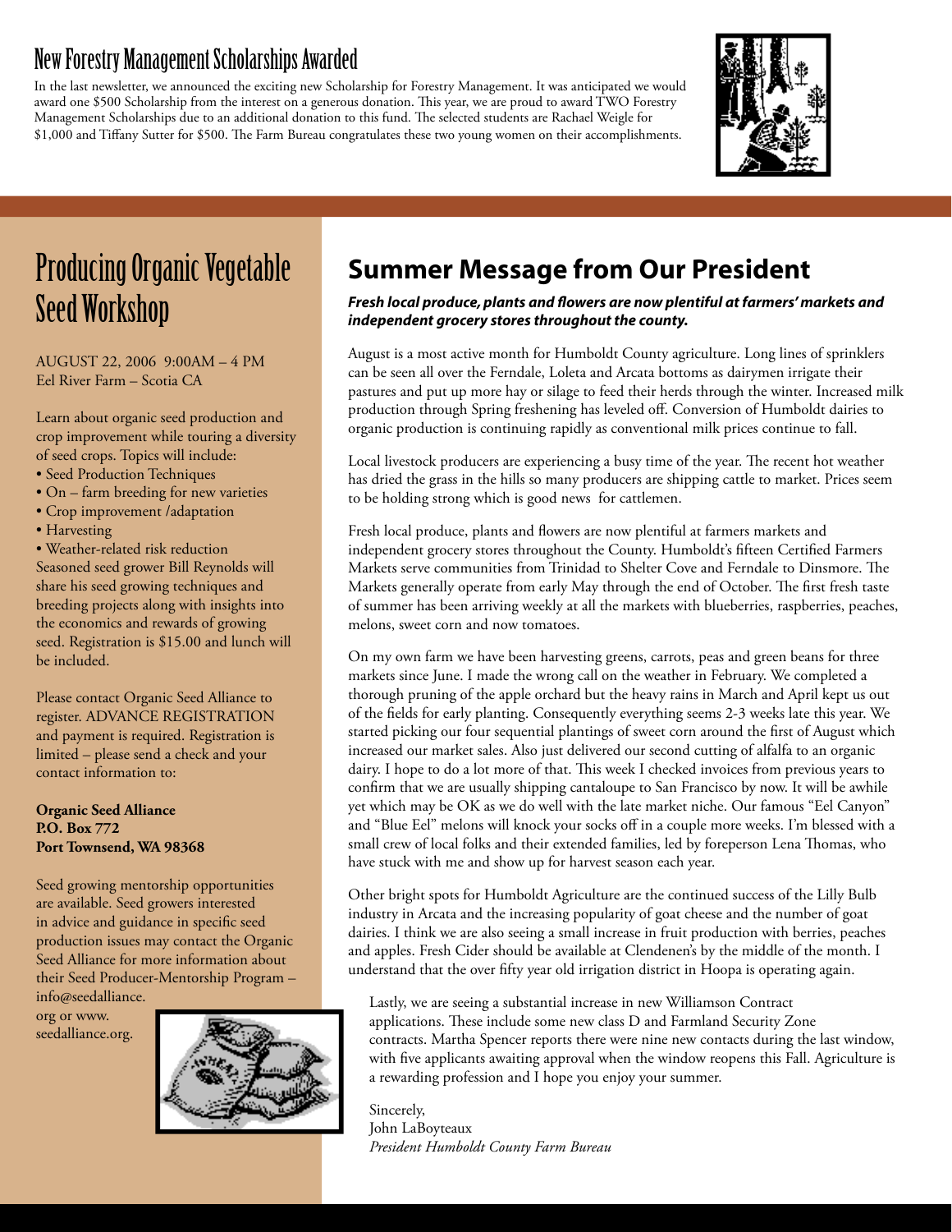## New Forestry Management Scholarships Awarded

In the last newsletter, we announced the exciting new Scholarship for Forestry Management. It was anticipated we would award one $500 Scholarship from the interest on a generous donation. This year, we are proud to award TWO Forestry Management Scholarships due to an additional donation to this fund. The selected students are Rachael Weigle for $1,000 and Tiffany Sutter for $500. The Farm Bureau congratulates these two young women on their accomplishments.

## Producing Organic Vegetable Seed Workshop

AUGUST 22, 2006 9:00AM – 4 PM
Eel River Farm – Scotia CA

Learn about organic seed production and crop improvement while touring a diversity of seed crops. Topics will include:

- Seed Production Techniques
- On – farm breeding for new varieties
- Crop improvement /adaptation
- Harvesting
- Weather-related risk reduction

Seasoned seed grower Bill Reynolds will share his seed growing techniques and breeding projects along with insights into the economics and rewards of growing seed. Registration is $15.00 and lunch will be included.

Please contact Organic Seed Alliance to register. ADVANCE REGISTRATION and payment is required. Registration is limited – please send a check and your contact information to:

**Organic Seed Alliance**
**P.O. Box 772**
**Port Townsend, WA 98368**

Seed growing mentorship opportunities are available. Seed growers interested in advice and guidance in specific seed production issues may contact the Organic Seed Alliance for more information about their Seed Producer-Mentorship Program – info@seedalliance.org or www.seedalliance.org.

## Summer Message from Our President

***Fresh local produce, plants and flowers are now plentiful at farmers' markets and independent grocery stores throughout the county.***

August is a most active month for Humboldt County agriculture. Long lines of sprinklers can be seen all over the Ferndale, Loleta and Arcata bottoms as dairymen irrigate their pastures and put up more hay or silage to feed their herds through the winter. Increased milk production through Spring freshening has leveled off. Conversion of Humboldt dairies to organic production is continuing rapidly as conventional milk prices continue to fall.

Local livestock producers are experiencing a busy time of the year. The recent hot weather has dried the grass in the hills so many producers are shipping cattle to market. Prices seem to be holding strong which is good news for cattlemen.

Fresh local produce, plants and flowers are now plentiful at farmers markets and independent grocery stores throughout the County. Humboldt's fifteen Certified Farmers Markets serve communities from Trinidad to Shelter Cove and Ferndale to Dinsmore. The Markets generally operate from early May through the end of October. The first fresh taste of summer has been arriving weekly at all the markets with blueberries, raspberries, peaches, melons, sweet corn and now tomatoes.

On my own farm we have been harvesting greens, carrots, peas and green beans for three markets since June. I made the wrong call on the weather in February. We completed a thorough pruning of the apple orchard but the heavy rains in March and April kept us out of the fields for early planting. Consequently everything seems 2-3 weeks late this year. We started picking our four sequential plantings of sweet corn around the first of August which increased our market sales. Also just delivered our second cutting of alfalfa to an organic dairy. I hope to do a lot more of that. This week I checked invoices from previous years to confirm that we are usually shipping cantaloupe to San Francisco by now. It will be awhile yet which may be OK as we do well with the late market niche. Our famous "Eel Canyon" and "Blue Eel" melons will knock your socks off in a couple more weeks. I'm blessed with a small crew of local folks and their extended families, led by foreperson Lena Thomas, who have stuck with me and show up for harvest season each year.

Other bright spots for Humboldt Agriculture are the continued success of the Lilly Bulb industry in Arcata and the increasing popularity of goat cheese and the number of goat dairies. I think we are also seeing a small increase in fruit production with berries, peaches and apples. Fresh Cider should be available at Clendenen's by the middle of the month. I understand that the over fifty year old irrigation district in Hoopa is operating again.

Lastly, we are seeing a substantial increase in new Williamson Contract applications. These include some new class D and Farmland Security Zone contracts. Martha Spencer reports there were nine new contacts during the last window, with five applicants awaiting approval when the window reopens this Fall. Agriculture is a rewarding profession and I hope you enjoy your summer.

Sincerely,
John LaBoyteaux
*President Humboldt County Farm Bureau*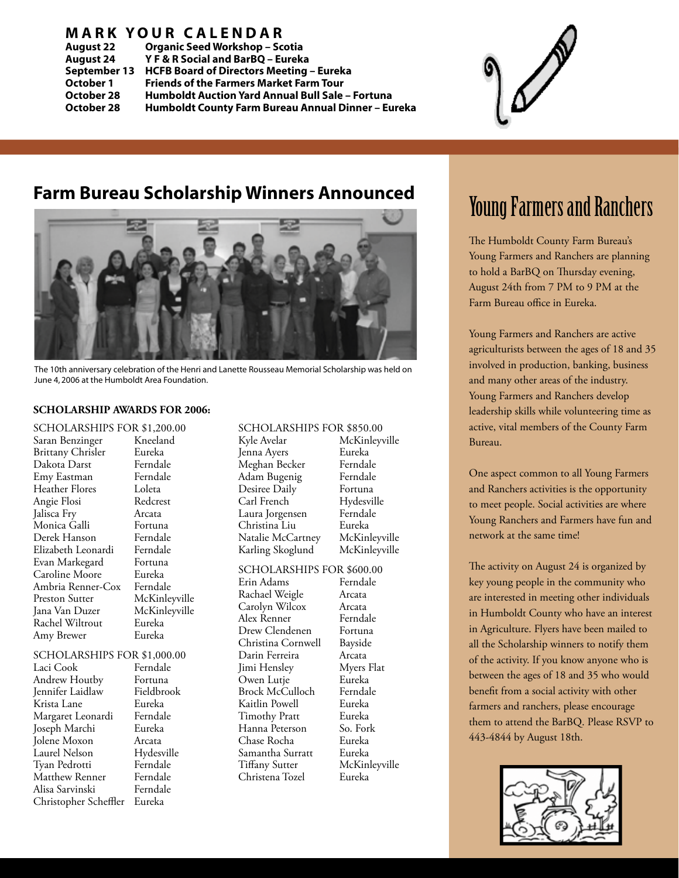## MARK YOUR CALENDAR

| | |
|---|---|
| **August 22** | **Organic Seed Workshop – Scotia** |
| **August 24** | **Y F & R Social and BarBQ – Eureka** |
| **September 13** | **HCFB Board of Directors Meeting – Eureka** |
| **October 1** | **Friends of the Farmers Market Farm Tour** |
| **October 28** | **Humboldt Auction Yard Annual Bull Sale – Fortuna** |
| **October 28** | **Humboldt County Farm Bureau Annual Dinner – Eureka** |

## Farm Bureau Scholarship Winners Announced

The 10th anniversary celebration of the Henri and Lanette Rousseau Memorial Scholarship was held on June 4, 2006 at the Humboldt Area Foundation.

### SCHOLARSHIP AWARDS FOR 2006:

SCHOLARSHIPS FOR $1,200.00

| | |
|---|---|
| Saran Benzinger | Kneeland |
| Brittany Chrisler | Eureka |
| Dakota Darst | Ferndale |
| Emy Eastman | Ferndale |
| Heather Flores | Loleta |
| Angie Flosi | Redcrest |
| Jalisca Fry | Arcata |
| Monica Galli | Fortuna |
| Derek Hanson | Ferndale |
| Elizabeth Leonardi | Ferndale |
| Evan Markegard | Fortuna |
| Caroline Moore | Eureka |
| Ambria Renner-Cox | Ferndale |
| Preston Sutter | McKinleyville |
| Jana Van Duzer | McKinleyville |
| Rachel Wiltrout | Eureka |
| Amy Brewer | Eureka |

SCHOLARSHIPS FOR $1,000.00

| | |
|---|---|
| Laci Cook | Ferndale |
| Andrew Houtby | Fortuna |
| Jennifer Laidlaw | Fieldbrook |
| Krista Lane | Eureka |
| Margaret Leonardi | Ferndale |
| Joseph Marchi | Eureka |
| Jolene Moxon | Arcata |
| Laurel Nelson | Hydesville |
| Tyan Pedrotti | Ferndale |
| Matthew Renner | Ferndale |
| Alisa Sarvinski | Ferndale |
| Christopher Scheffler | Eureka |

SCHOLARSHIPS FOR $850.00

| | |
|---|---|
| Kyle Avelar | McKinleyville |
| Jenna Ayers | Eureka |
| Meghan Becker | Ferndale |
| Adam Bugenig | Ferndale |
| Desiree Daily | Fortuna |
| Carl French | Hydesville |
| Laura Jorgensen | Ferndale |
| Christina Liu | Eureka |
| Natalie McCartney | McKinleyville |
| Karling Skoglund | McKinleyville |

SCHOLARSHIPS FOR $600.00

| | |
|---|---|
| Erin Adams | Ferndale |
| Rachael Weigle | Arcata |
| Carolyn Wilcox | Arcata |
| Alex Renner | Ferndale |
| Drew Clendenen | Fortuna |
| Christina Cornwell | Bayside |
| Darin Ferreira | Arcata |
| Jimi Hensley | Myers Flat |
| Owen Lutje | Eureka |
| Brock McCulloch | Ferndale |
| Kaitlin Powell | Eureka |
| Timothy Pratt | Eureka |
| Hanna Peterson | So. Fork |
| Chase Rocha | Eureka |
| Samantha Surratt | Eureka |
| Tiffany Sutter | McKinleyville |
| Christena Tozel | Eureka |

## Young Farmers and Ranchers

The Humboldt County Farm Bureau's Young Farmers and Ranchers are planning to hold a BarBQ on Thursday evening, August 24th from 7 PM to 9 PM at the Farm Bureau office in Eureka.

Young Farmers and Ranchers are active agriculturists between the ages of 18 and 35 involved in production, banking, business and many other areas of the industry. Young Farmers and Ranchers develop leadership skills while volunteering time as active, vital members of the County Farm Bureau.

One aspect common to all Young Farmers and Ranchers activities is the opportunity to meet people. Social activities are where Young Ranchers and Farmers have fun and network at the same time!

The activity on August 24 is organized by key young people in the community who are interested in meeting other individuals in Humboldt County who have an interest in Agriculture. Flyers have been mailed to all the Scholarship winners to notify them of the activity. If you know anyone who is between the ages of 18 and 35 who would benefit from a social activity with other farmers and ranchers, please encourage them to attend the BarBQ. Please RSVP to 443-4844 by August 18th.